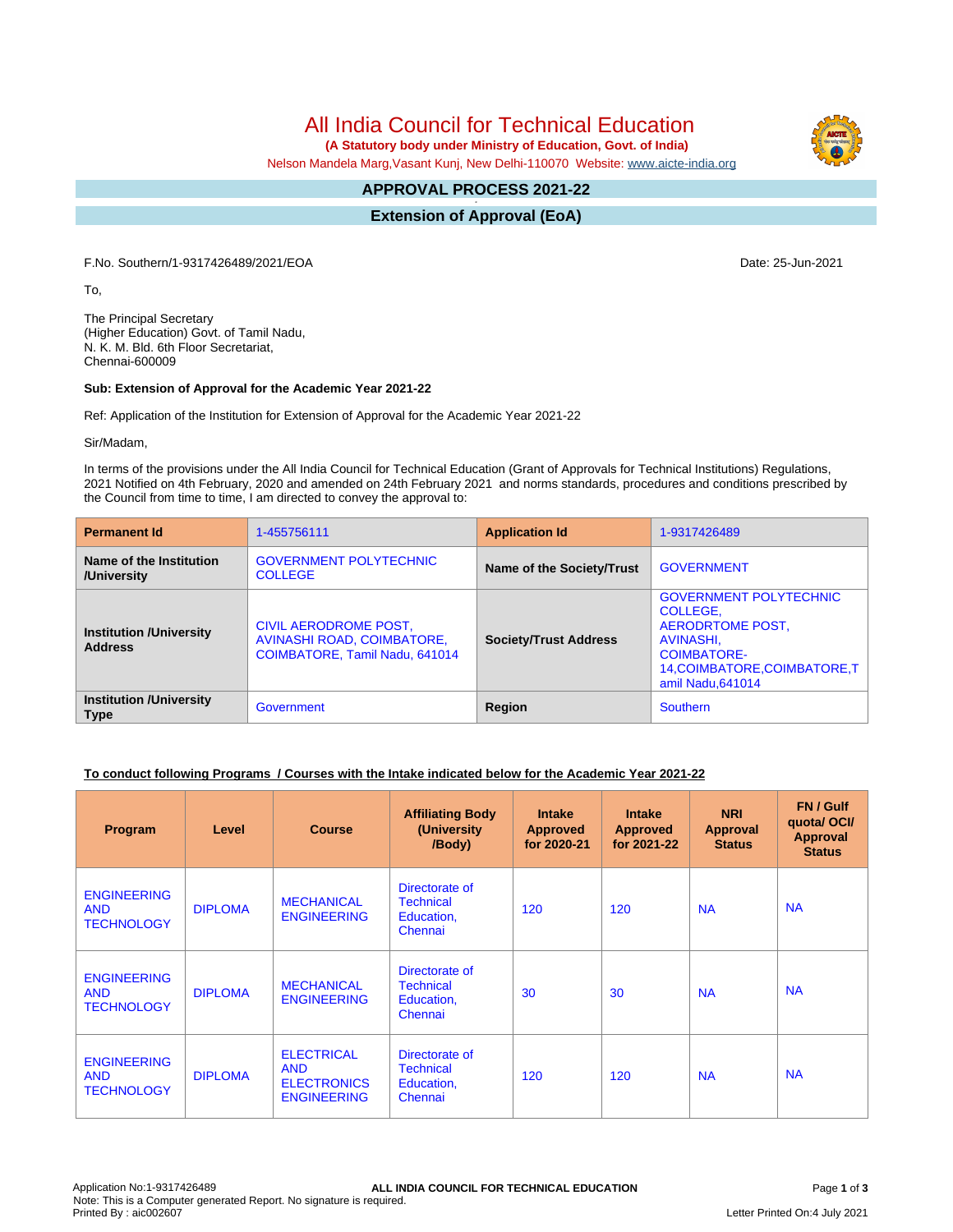# All India Council for Technical Education

**(A Statutory body under Ministry of Education, Govt. of India)**

Nelson Mandela Marg,Vasant Kunj, New Delhi-110070 Website: www.aicte-india.org

## APPROVAL PROCESS 2021-22

## Extension of Approval (EoA)

F.No. Southern/1-9317426489/2021/EOA

Date: 25-Jun-2021

To,

The Principal Secretary
(Higher Education) Govt. of Tamil Nadu,
N. K. M. Bld. 6th Floor Secretariat,
Chennai-600009

**Sub: Extension of Approval for the Academic Year 2021-22**

Ref: Application of the Institution for Extension of Approval for the Academic Year 2021-22

Sir/Madam,

In terms of the provisions under the All India Council for Technical Education (Grant of Approvals for Technical Institutions) Regulations, 2021 Notified on 4th February, 2020 and amended on 24th February 2021 and norms standards, procedures and conditions prescribed by the Council from time to time, I am directed to convey the approval to:

| **Permanent Id** | 1-455756111 | **Application Id** | 1-9317426489 |
|---|---|---|---|
| **Name of the Institution /University** | GOVERNMENT POLYTECHNIC COLLEGE | **Name of the Society/Trust** | GOVERNMENT |
| **Institution /University Address** | CIVIL AERODROME POST, AVINASHI ROAD, COIMBATORE, COIMBATORE, Tamil Nadu, 641014 | **Society/Trust Address** | GOVERNMENT POLYTECHNIC COLLEGE, AERODRTOME POST, AVINASHI, COIMBATORE-14,COIMBATORE,Tamil Nadu,641014 |
| **Institution /University Type** | Government | **Region** | Southern |

**To conduct following Programs / Courses with the Intake indicated below for the Academic Year 2021-22**

| Program | Level | Course | Affiliating Body (University /Body) | Intake Approved for 2020-21 | Intake Approved for 2021-22 | NRI Approval Status | FN / Gulf quota/ OCI/ Approval Status |
|---|---|---|---|---|---|---|---|
| ENGINEERING AND TECHNOLOGY | DIPLOMA | MECHANICAL ENGINEERING | Directorate of Technical Education, Chennai | 120 | 120 | NA | NA |
| ENGINEERING AND TECHNOLOGY | DIPLOMA | MECHANICAL ENGINEERING | Directorate of Technical Education, Chennai | 30 | 30 | NA | NA |
| ENGINEERING AND TECHNOLOGY | DIPLOMA | ELECTRICAL AND ELECTRONICS ENGINEERING | Directorate of Technical Education, Chennai | 120 | 120 | NA | NA |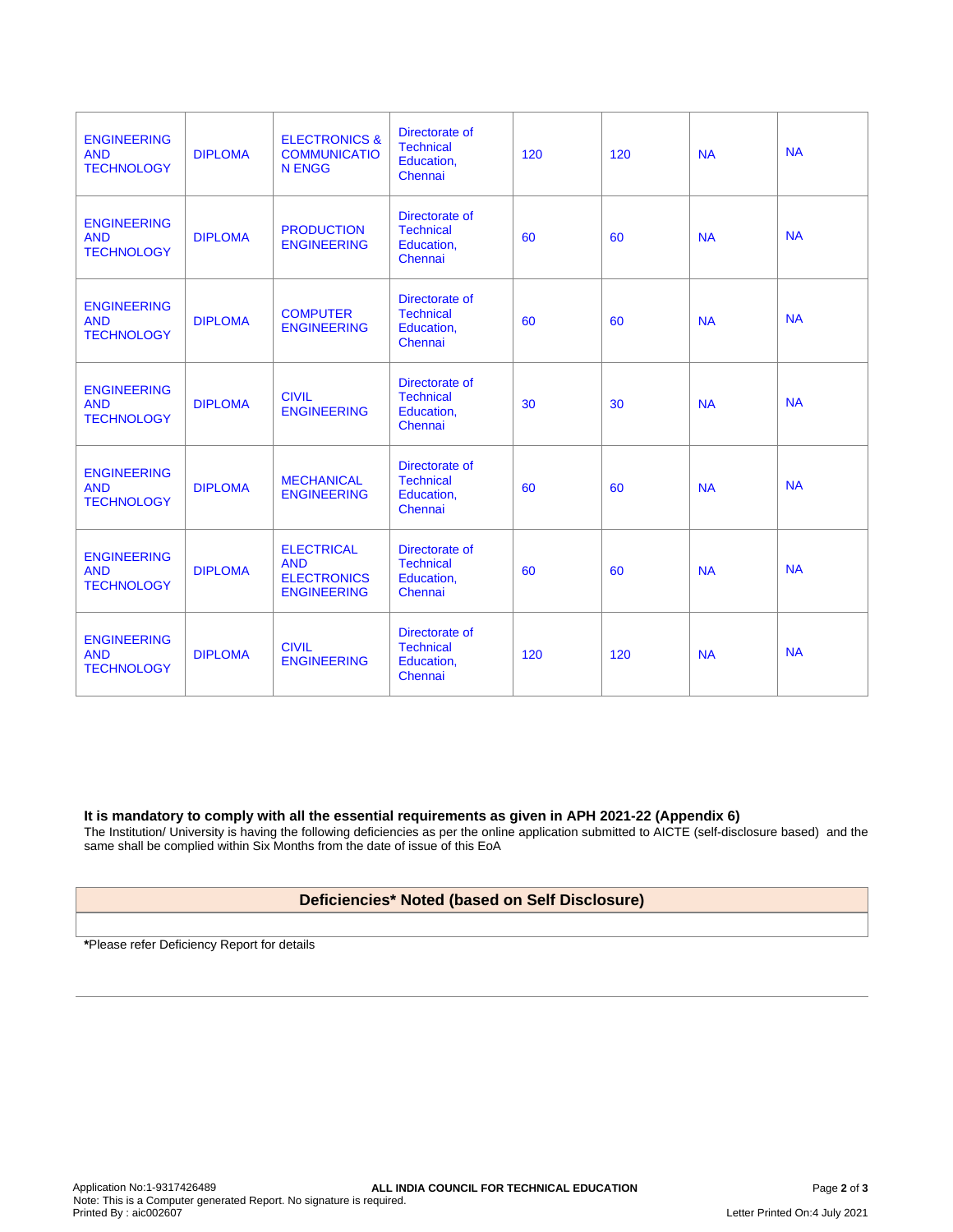| | | | | | | | |
|---|---|---|---|---|---|---|---|
| ENGINEERING AND TECHNOLOGY | DIPLOMA | ELECTRONICS & COMMUNICATION ENGG | Directorate of Technical Education, Chennai | 120 | 120 | NA | NA |
| ENGINEERING AND TECHNOLOGY | DIPLOMA | PRODUCTION ENGINEERING | Directorate of Technical Education, Chennai | 60 | 60 | NA | NA |
| ENGINEERING AND TECHNOLOGY | DIPLOMA | COMPUTER ENGINEERING | Directorate of Technical Education, Chennai | 60 | 60 | NA | NA |
| ENGINEERING AND TECHNOLOGY | DIPLOMA | CIVIL ENGINEERING | Directorate of Technical Education, Chennai | 30 | 30 | NA | NA |
| ENGINEERING AND TECHNOLOGY | DIPLOMA | MECHANICAL ENGINEERING | Directorate of Technical Education, Chennai | 60 | 60 | NA | NA |
| ENGINEERING AND TECHNOLOGY | DIPLOMA | ELECTRICAL AND ELECTRONICS ENGINEERING | Directorate of Technical Education, Chennai | 60 | 60 | NA | NA |
| ENGINEERING AND TECHNOLOGY | DIPLOMA | CIVIL ENGINEERING | Directorate of Technical Education, Chennai | 120 | 120 | NA | NA |

**It is mandatory to comply with all the essential requirements as given in APH 2021-22 (Appendix 6)**

The Institution/ University is having the following deficiencies as per the online application submitted to AICTE (self-disclosure based) and the same shall be complied within Six Months from the date of issue of this EoA

| Deficiencies* Noted (based on Self Disclosure) |
|---|
| |

**\***Please refer Deficiency Report for details

Application No:1-9317426489
Note: This is a Computer generated Report. No signature is required.
Printed By : aic002607

ALL INDIA COUNCIL FOR TECHNICAL EDUCATION

Letter Printed On:4 July 2021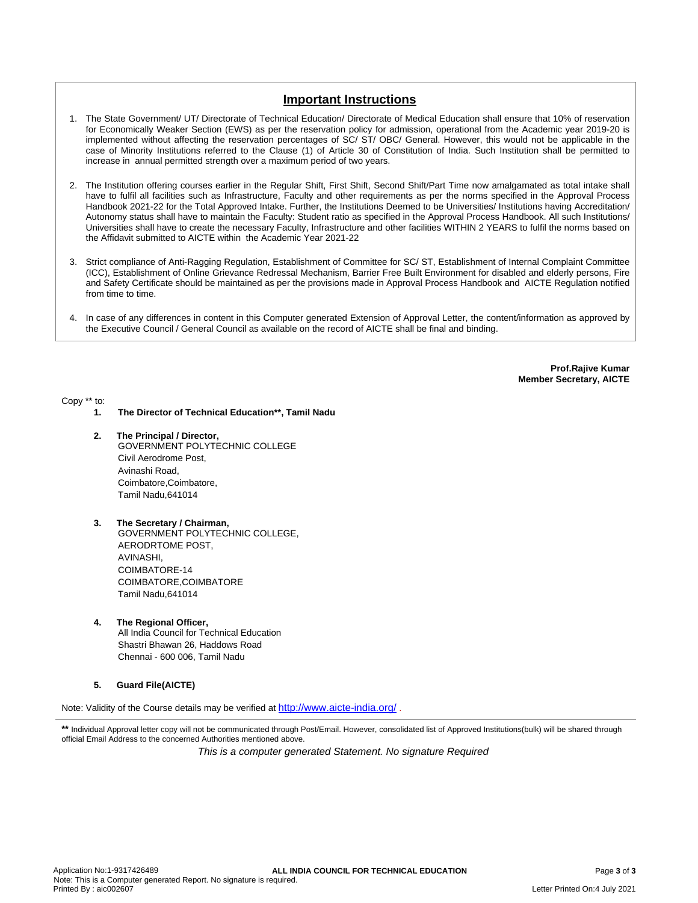## Important Instructions

1. The State Government/ UT/ Directorate of Technical Education/ Directorate of Medical Education shall ensure that 10% of reservation for Economically Weaker Section (EWS) as per the reservation policy for admission, operational from the Academic year 2019-20 is implemented without affecting the reservation percentages of SC/ ST/ OBC/ General. However, this would not be applicable in the case of Minority Institutions referred to the Clause (1) of Article 30 of Constitution of India. Such Institution shall be permitted to increase in annual permitted strength over a maximum period of two years.

2. The Institution offering courses earlier in the Regular Shift, First Shift, Second Shift/Part Time now amalgamated as total intake shall have to fulfil all facilities such as Infrastructure, Faculty and other requirements as per the norms specified in the Approval Process Handbook 2021-22 for the Total Approved Intake. Further, the Institutions Deemed to be Universities/ Institutions having Accreditation/ Autonomy status shall have to maintain the Faculty: Student ratio as specified in the Approval Process Handbook. All such Institutions/ Universities shall have to create the necessary Faculty, Infrastructure and other facilities WITHIN 2 YEARS to fulfil the norms based on the Affidavit submitted to AICTE within the Academic Year 2021-22

3. Strict compliance of Anti-Ragging Regulation, Establishment of Committee for SC/ ST, Establishment of Internal Complaint Committee (ICC), Establishment of Online Grievance Redressal Mechanism, Barrier Free Built Environment for disabled and elderly persons, Fire and Safety Certificate should be maintained as per the provisions made in Approval Process Handbook and AICTE Regulation notified from time to time.

4. In case of any differences in content in this Computer generated Extension of Approval Letter, the content/information as approved by the Executive Council / General Council as available on the record of AICTE shall be final and binding.

**Prof.Rajive Kumar**
**Member Secretary, AICTE**

Copy ** to:

1. **The Director of Technical Education**, Tamil Nadu**

2. **The Principal / Director,**
   GOVERNMENT POLYTECHNIC COLLEGE
   Civil Aerodrome Post,
   Avinashi Road,
   Coimbatore,Coimbatore,
   Tamil Nadu,641014

3. **The Secretary / Chairman,**
   GOVERNMENT POLYTECHNIC COLLEGE,
   AERODRTOME POST,
   AVINASHI,
   COIMBATORE-14
   COIMBATORE,COIMBATORE
   Tamil Nadu,641014

4. **The Regional Officer,**
   All India Council for Technical Education
   Shastri Bhawan 26, Haddows Road
   Chennai - 600 006, Tamil Nadu

5. **Guard File(AICTE)**

Note: Validity of the Course details may be verified at http://www.aicte-india.org/ .

**\*\*** Individual Approval letter copy will not be communicated through Post/Email. However, consolidated list of Approved Institutions(bulk) will be shared through official Email Address to the concerned Authorities mentioned above.

*This is a computer generated Statement. No signature Required*

Application No:1-9317426489
ALL INDIA COUNCIL FOR TECHNICAL EDUCATION
Note: This is a Computer generated Report. No signature is required.
Printed By : aic002607
Letter Printed On:4 July 2021